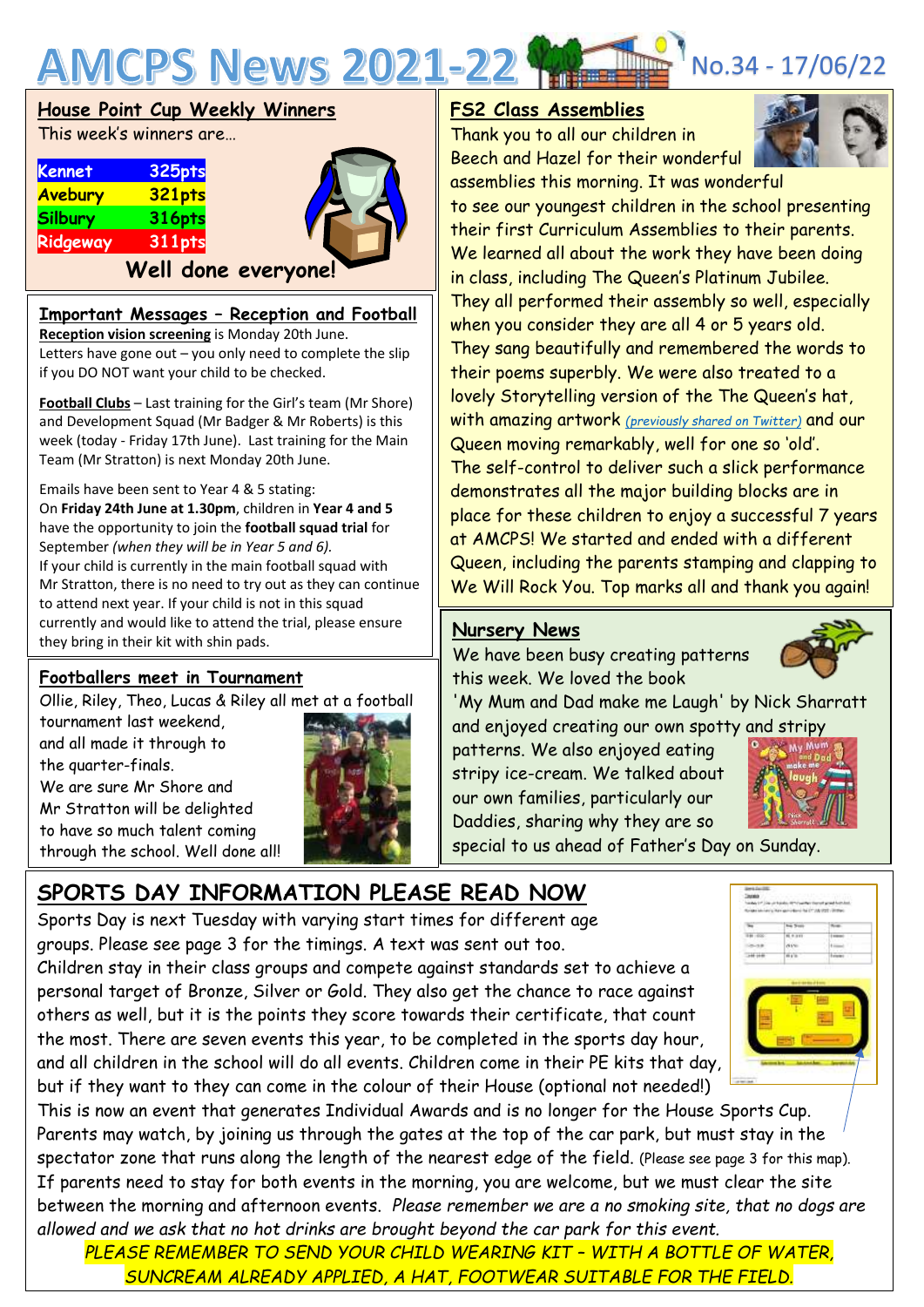# AMCPS News 2021-22

No.34 - 17/06/22

## House Point Cup Weekly Winners

This week's winners are…

| | |
|---|---|
| Kennet | 325pts |
| Avebury | 321pts |
| Silbury | 316pts |
| Ridgeway | 311pts |

**Well done everyone!**

## Important Messages – Reception and Football

**Reception vision screening** is Monday 20th June. Letters have gone out – you only need to complete the slip if you DO NOT want your child to be checked.

**Football Clubs** – Last training for the Girl's team (Mr Shore) and Development Squad (Mr Badger & Mr Roberts) is this week (today - Friday 17th June). Last training for the Main Team (Mr Stratton) is next Monday 20th June.

Emails have been sent to Year 4 & 5 stating:
On **Friday 24th June at 1.30pm**, children in **Year 4 and 5** have the opportunity to join the **football squad trial** for September *(when they will be in Year 5 and 6).*
If your child is currently in the main football squad with Mr Stratton, there is no need to try out as they can continue to attend next year. If your child is not in this squad currently and would like to attend the trial, please ensure they bring in their kit with shin pads.

## Footballers meet in Tournament

Ollie, Riley, Theo, Lucas & Riley all met at a football tournament last weekend, and all made it through to the quarter-finals.
We are sure Mr Shore and Mr Stratton will be delighted to have so much talent coming through the school. Well done all!

## FS2 Class Assemblies

Thank you to all our children in Beech and Hazel for their wonderful assemblies this morning. It was wonderful to see our youngest children in the school presenting their first Curriculum Assemblies to their parents. We learned all about the work they have been doing in class, including The Queen's Platinum Jubilee. They all performed their assembly so well, especially when you consider they are all 4 or 5 years old. They sang beautifully and remembered the words to their poems superbly. We were also treated to a lovely Storytelling version of the The Queen's hat, with amazing artwork *(previously shared on Twitter)* and our Queen moving remarkably, well for one so 'old'. The self-control to deliver such a slick performance demonstrates all the major building blocks are in place for these children to enjoy a successful 7 years at AMCPS! We started and ended with a different Queen, including the parents stamping and clapping to We Will Rock You. Top marks all and thank you again!

## Nursery News

We have been busy creating patterns this week. We loved the book 'My Mum and Dad make me Laugh' by Nick Sharratt and enjoyed creating our own spotty and stripy patterns. We also enjoyed eating stripy ice-cream. We talked about our own families, particularly our Daddies, sharing why they are so special to us ahead of Father's Day on Sunday.

## SPORTS DAY INFORMATION PLEASE READ NOW

Sports Day is next Tuesday with varying start times for different age groups. Please see page 3 for the timings. A text was sent out too.
Children stay in their class groups and compete against standards set to achieve a personal target of Bronze, Silver or Gold. They also get the chance to race against others as well, but it is the points they score towards their certificate, that count the most. There are seven events this year, to be completed in the sports day hour, and all children in the school will do all events. Children come in their PE kits that day, but if they want to they can come in the colour of their House (optional not needed!)
This is now an event that generates Individual Awards and is no longer for the House Sports Cup. Parents may watch, by joining us through the gates at the top of the car park, but must stay in the spectator zone that runs along the length of the nearest edge of the field. (Please see page 3 for this map). If parents need to stay for both events in the morning, you are welcome, but we must clear the site between the morning and afternoon events. *Please remember we are a no smoking site, that no dogs are allowed and we ask that no hot drinks are brought beyond the car park for this event.*

*PLEASE REMEMBER TO SEND YOUR CHILD WEARING KIT – WITH A BOTTLE OF WATER, SUNCREAM ALREADY APPLIED, A HAT, FOOTWEAR SUITABLE FOR THE FIELD.*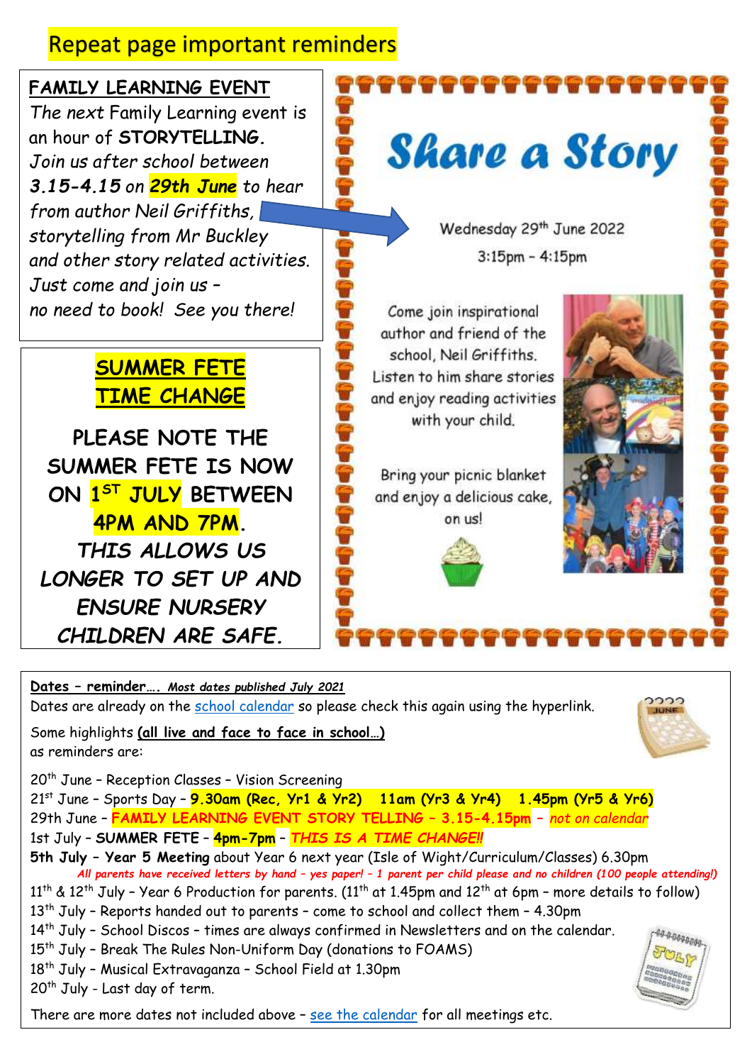# Repeat page important reminders

**FAMILY LEARNING EVENT**

*The next* Family Learning event is an hour of **STORYTELLING.** *Join us after school between **3.15-4.15** on **29th June** to hear from author Neil Griffiths, storytelling from Mr Buckley and other story related activities. Just come and join us – no need to book! See you there!*

## Share a Story

Wednesday 29th June 2022

3:15pm - 4:15pm

Come join inspirational author and friend of the school, Neil Griffiths. Listen to him share stories and enjoy reading activities with your child.

Bring your picnic blanket and enjoy a delicious cake, on us!

**SUMMER FETE TIME CHANGE**

**PLEASE NOTE THE SUMMER FETE IS NOW ON 1ST JULY BETWEEN 4PM AND 7PM.**

***THIS ALLOWS US LONGER TO SET UP AND ENSURE NURSERY CHILDREN ARE SAFE.***

**Dates – reminder….** ***Most dates published July 2021***

Dates are already on the school calendar so please check this again using the hyperlink.

Some highlights **(all live and face to face in school…)** as reminders are:

20th June – Reception Classes – Vision Screening
21st June – Sports Day – **9.30am (Rec, Yr1 & Yr2) 11am (Yr3 & Yr4) 1.45pm (Yr5 & Yr6)**
29th June – **FAMILY LEARNING EVENT STORY TELLING – 3.15-4.15pm** – *not on calendar*
1st July – **SUMMER FETE** – **4pm-7pm** – ***THIS IS A TIME CHANGE!!***
**5th July – Year 5 Meeting** about Year 6 next year (Isle of Wight/Curriculum/Classes) 6.30pm
***All parents have received letters by hand – yes paper! – 1 parent per child please and no children (100 people attending!)***
11th & 12th July – Year 6 Production for parents. (11th at 1.45pm and 12th at 6pm – more details to follow)
13th July – Reports handed out to parents – come to school and collect them – 4.30pm
14th July – School Discos – times are always confirmed in Newsletters and on the calendar.
15th July – Break The Rules Non-Uniform Day (donations to FOAMS)
18th July – Musical Extravaganza – School Field at 1.30pm
20th July - Last day of term.

There are more dates not included above – see the calendar for all meetings etc.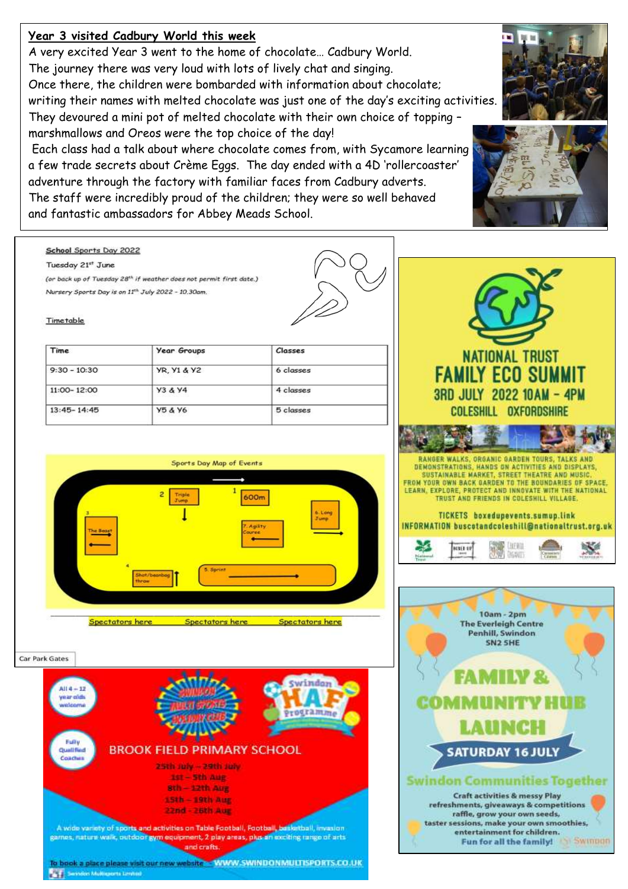## Year 3 visited Cadbury World this week

A very excited Year 3 went to the home of chocolate… Cadbury World.
The journey there was very loud with lots of lively chat and singing.
Once there, the children were bombarded with information about chocolate; writing their names with melted chocolate was just one of the day's exciting activities.
They devoured a mini pot of melted chocolate with their own choice of topping – marshmallows and Oreos were the top choice of the day!
Each class had a talk about where chocolate comes from, with Sycamore learning a few trade secrets about Crème Eggs. The day ended with a 4D 'rollercoaster' adventure through the factory with familiar faces from Cadbury adverts.
The staff were incredibly proud of the children; they were so well behaved and fantastic ambassadors for Abbey Meads School.

## School Sports Day 2022

Tuesday 21st June

*(or back up of Tuesday 28th if weather does not permit first date.)*

*Nursery Sports Day is on 11th July 2022 – 10.30am.*

Timetable

| Time | Year Groups | Classes |
|---|---|---|
| 9:30 – 10:30 | YR, Y1 & Y2 | 6 classes |
| 11:00– 12:00 | Y3 & Y4 | 4 classes |
| 13:45– 14:45 | Y5 & Y6 | 5 classes |

Sports Day Map of Events

1 600m
2 Triple Jump
3 The Beast
4 Shot/beanbag throw
5. Sprint
6. Long Jump
7. Agility Course

Spectators here
Spectators here
Spectators here

Car Park Gates

## NATIONAL TRUST FAMILY ECO SUMMIT

3RD JULY 2022 10AM – 4PM
COLESHILL OXFORDSHIRE

RANGER WALKS, ORGANIC GARDEN TOURS, TALKS AND DEMONSTRATIONS, HANDS ON ACTIVITIES AND DISPLAYS, SUSTAINABLE MARKET, STREET THEATRE AND MUSIC. FROM YOUR OWN BACK GARDEN TO THE BOUNDARIES OF SPACE, LEARN, EXPLORE, PROTECT AND INNOVATE WITH THE NATIONAL TRUST AND FRIENDS IN COLESHILL VILLAGE.

TICKETS boxedupevents.sumup.link
INFORMATION buscotandcoleshill@nationaltrust.org.uk

## Swindon Multi Sports Holiday Club – Swindon HAF Programme

All 4 – 12 year olds welcome

Fully Qualified Coaches

BROOK FIELD PRIMARY SCHOOL

25th July – 29th July
1st – 5th Aug
8th – 12th Aug
15th – 19th Aug
22nd – 26th Aug

A wide variety of sports and activities on Table Football, Football, basketball, invasion games, nature walk, outdoor gym equipment, 2 play areas, plus an exciting range of arts and crafts.

To book a place please visit our new website – WWW.SWINDONMULTISPORTS.CO.UK

Swindon Multisports Limited

## FAMILY & COMMUNITY HUB LAUNCH

10am - 2pm
The Everleigh Centre
Penhill, Swindon
SN2 5HE

SATURDAY 16 JULY

Swindon Communities Together

Craft activities & messy Play
refreshments, giveaways & competitions
raffle, grow your own seeds,
taster sessions, make your own smoothies,
entertainment for children.
Fun for all the family!

Swindon